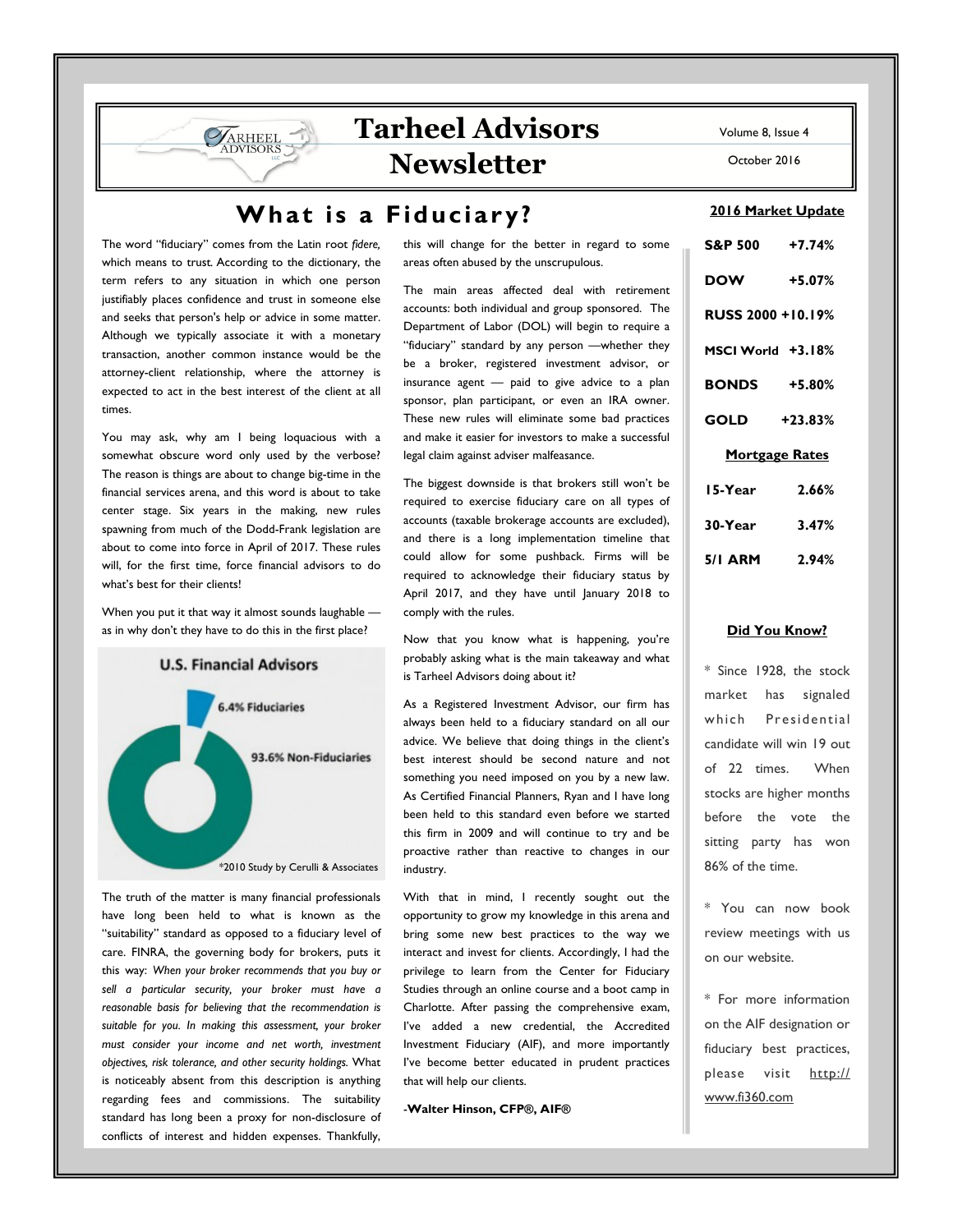# Tarheel Advisors Newsletter

Volume 8, Issue 4

October 2016

## What is a Fiduciary?

The word "fiduciary" comes from the Latin root *fidere*, which means to trust. According to the dictionary, the term refers to any situation in which one person justifiably places confidence and trust in someone else and seeks that person's help or advice in some matter. Although we typically associate it with a monetary transaction, another common instance would be the attorney-client relationship, where the attorney is expected to act in the best interest of the client at all times.

You may ask, why am I being loquacious with a somewhat obscure word only used by the verbose? The reason is things are about to change big-time in the financial services arena, and this word is about to take center stage. Six years in the making, new rules spawning from much of the Dodd-Frank legislation are about to come into force in April of 2017. These rules will, for the first time, force financial advisors to do what's best for their clients!

When you put it that way it almost sounds laughable — as in why don't they have to do this in the first place?

**U.S. Financial Advisors**

6.4% Fiduciaries

93.6% Non-Fiduciaries

*2010 Study by Cerulli & Associates

The truth of the matter is many financial professionals have long been held to what is known as the "suitability" standard as opposed to a fiduciary level of care. FINRA, the governing body for brokers, puts it this way: *When your broker recommends that you buy or sell a particular security, your broker must have a reasonable basis for believing that the recommendation is suitable for you. In making this assessment, your broker must consider your income and net worth, investment objectives, risk tolerance, and other security holdings.* What is noticeably absent from this description is anything regarding fees and commissions. The suitability standard has long been a proxy for non-disclosure of conflicts of interest and hidden expenses. Thankfully, this will change for the better in regard to some areas often abused by the unscrupulous.

The main areas affected deal with retirement accounts: both individual and group sponsored. The Department of Labor (DOL) will begin to require a "fiduciary" standard by any person —whether they be a broker, registered investment advisor, or insurance agent — paid to give advice to a plan sponsor, plan participant, or even an IRA owner. These new rules will eliminate some bad practices and make it easier for investors to make a successful legal claim against adviser malfeasance.

The biggest downside is that brokers still won't be required to exercise fiduciary care on all types of accounts (taxable brokerage accounts are excluded), and there is a long implementation timeline that could allow for some pushback. Firms will be required to acknowledge their fiduciary status by April 2017, and they have until January 2018 to comply with the rules.

Now that you know what is happening, you're probably asking what is the main takeaway and what is Tarheel Advisors doing about it?

As a Registered Investment Advisor, our firm has always been held to a fiduciary standard on all our advice. We believe that doing things in the client's best interest should be second nature and not something you need imposed on you by a new law. As Certified Financial Planners, Ryan and I have long been held to this standard even before we started this firm in 2009 and will continue to try and be proactive rather than reactive to changes in our industry.

With that in mind, I recently sought out the opportunity to grow my knowledge in this arena and bring some new best practices to the way we interact and invest for clients. Accordingly, I had the privilege to learn from the Center for Fiduciary Studies through an online course and a boot camp in Charlotte. After passing the comprehensive exam, I've added a new credential, the Accredited Investment Fiduciary (AIF), and more importantly I've become better educated in prudent practices that will help our clients.

**-Walter Hinson, CFP®, AIF®**

### 2016 Market Update

| | |
|---|---|
| **S&P 500** | **+7.74%** |
| **DOW** | **+5.07%** |
| **RUSS 2000** | **+10.19%** |
| **MSCI World** | **+3.18%** |
| **BONDS** | **+5.80%** |
| **GOLD** | **+23.83%** |

### Mortgage Rates

| | |
|---|---|
| **15-Year** | **2.66%** |
| **30-Year** | **3.47%** |
| **5/1 ARM** | **2.94%** |

### Did You Know?

* Since 1928, the stock market has signaled which Presidential candidate will win 19 out of 22 times. When stocks are higher months before the vote the sitting party has won 86% of the time.

* You can now book review meetings with us on our website.

* For more information on the AIF designation or fiduciary best practices, please visit http://www.fi360.com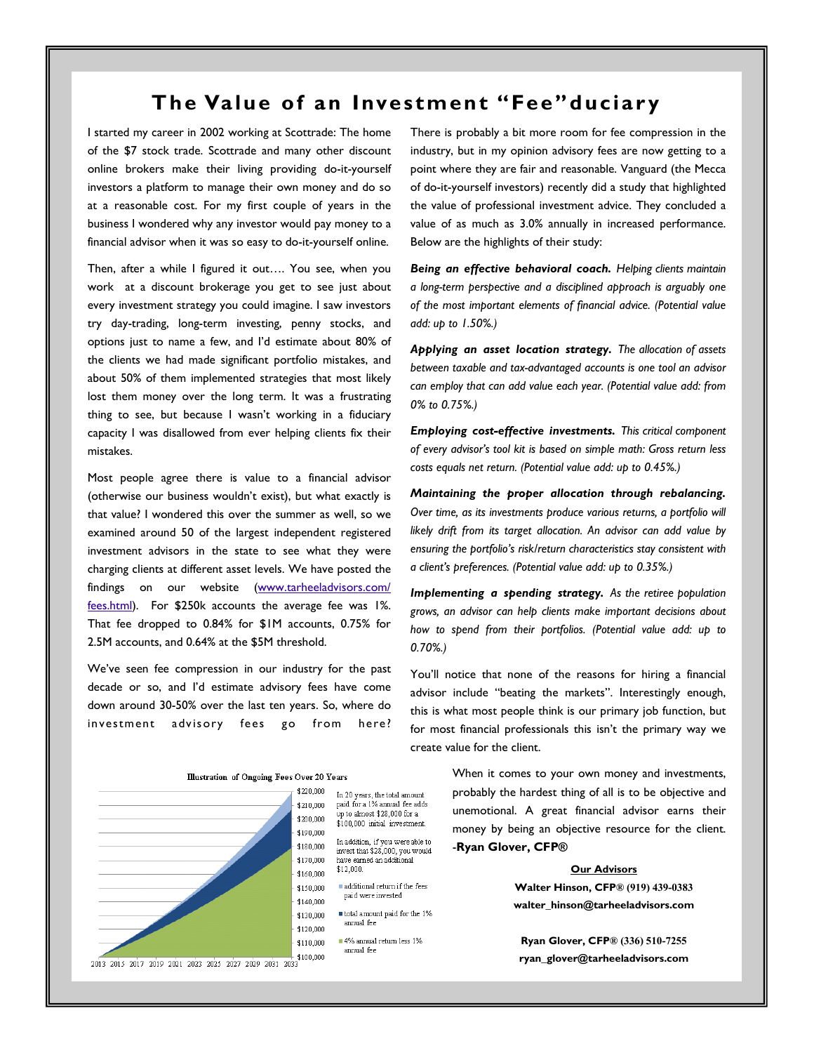# The Value of an Investment "Fee"duciary

I started my career in 2002 working at Scottrade: The home of the $7 stock trade. Scottrade and many other discount online brokers make their living providing do-it-yourself investors a platform to manage their own money and do so at a reasonable cost. For my first couple of years in the business I wondered why any investor would pay money to a financial advisor when it was so easy to do-it-yourself online.

Then, after a while I figured it out…. You see, when you work at a discount brokerage you get to see just about every investment strategy you could imagine. I saw investors try day-trading, long-term investing, penny stocks, and options just to name a few, and I'd estimate about 80% of the clients we had made significant portfolio mistakes, and about 50% of them implemented strategies that most likely lost them money over the long term. It was a frustrating thing to see, but because I wasn't working in a fiduciary capacity I was disallowed from ever helping clients fix their mistakes.

Most people agree there is value to a financial advisor (otherwise our business wouldn't exist), but what exactly is that value? I wondered this over the summer as well, so we examined around 50 of the largest independent registered investment advisors in the state to see what they were charging clients at different asset levels. We have posted the findings on our website (www.tarheeladvisors.com/fees.html). For $250k accounts the average fee was 1%. That fee dropped to 0.84% for $1M accounts, 0.75% for 2.5M accounts, and 0.64% at the $5M threshold.

We've seen fee compression in our industry for the past decade or so, and I'd estimate advisory fees have come down around 30-50% over the last ten years. So, where do investment advisory fees go from here?

There is probably a bit more room for fee compression in the industry, but in my opinion advisory fees are now getting to a point where they are fair and reasonable. Vanguard (the Mecca of do-it-yourself investors) recently did a study that highlighted the value of professional investment advice. They concluded a value of as much as 3.0% annually in increased performance. Below are the highlights of their study:

***Being an effective behavioral coach.*** *Helping clients maintain a long-term perspective and a disciplined approach is arguably one of the most important elements of financial advice. (Potential value add: up to 1.50%.)*

***Applying an asset location strategy.*** *The allocation of assets between taxable and tax-advantaged accounts is one tool an advisor can employ that can add value each year. (Potential value add: from 0% to 0.75%.)*

***Employing cost-effective investments.*** *This critical component of every advisor's tool kit is based on simple math: Gross return less costs equals net return. (Potential value add: up to 0.45%.)*

***Maintaining the proper allocation through rebalancing.*** *Over time, as its investments produce various returns, a portfolio will likely drift from its target allocation. An advisor can add value by ensuring the portfolio's risk/return characteristics stay consistent with a client's preferences. (Potential value add: up to 0.35%.)*

***Implementing a spending strategy.*** *As the retiree population grows, an advisor can help clients make important decisions about how to spend from their portfolios. (Potential value add: up to 0.70%.)*

You'll notice that none of the reasons for hiring a financial advisor include "beating the markets". Interestingly enough, this is what most people think is our primary job function, but for most financial professionals this isn't the primary way we create value for the client.

Illustration of Ongoing Fees Over 20 Years

$220,000
$210,000
$200,000
$190,000
$180,000
$170,000
$160,000
$150,000
$140,000
$130,000
$120,000
$110,000
$100,000

2013 2015 2017 2019 2021 2023 2025 2027 2029 2031 2033

In 20 years, the total amount paid for a 1% annual fee adds up to almost $28,000 for a $100,000 initial investment.

In addition, if you were able to invest that $28,000, you would have earned an additional $12,000.

additional return if the fees paid were invested

total amount paid for the 1% annual fee

4% annual return less 1% annual fee

When it comes to your own money and investments, probably the hardest thing of all is to be objective and unemotional. A great financial advisor earns their money by being an objective resource for the client.
**-Ryan Glover, CFP®**

**Our Advisors**

**Walter Hinson, CFP® (919) 439-0383**
**walter_hinson@tarheeladvisors.com**

**Ryan Glover, CFP® (336) 510-7255**
**ryan_glover@tarheeladvisors.com**